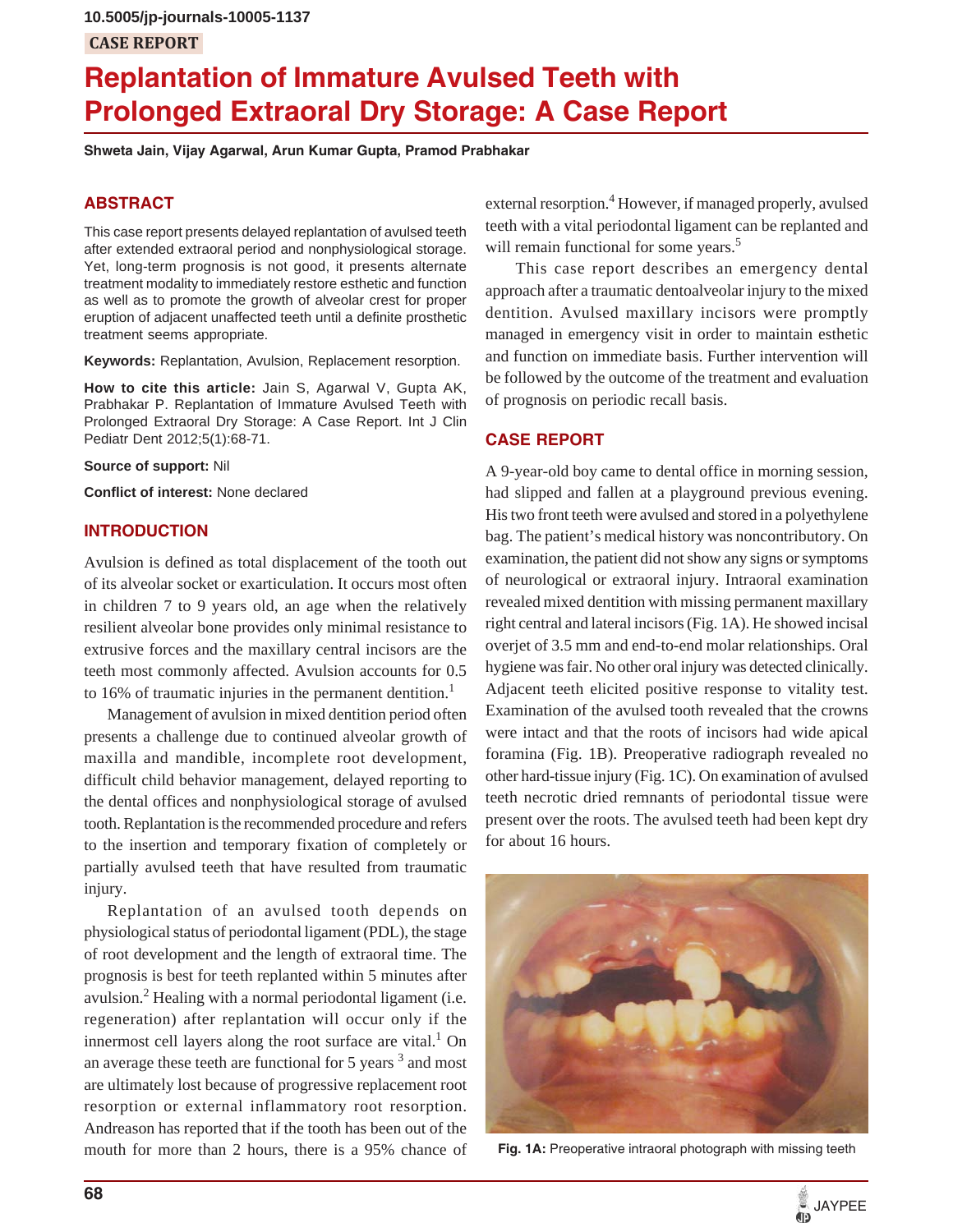10.5005/jp-journals-10005-1137

CASE REPORT

# Replantation of Immature Avulsed Teeth with Prolonged Extraoral Dry Storage: A Case Report

**Shweta Jain, Vijay Agarwal, Arun Kumar Gupta, Pramod Prabhakar**

## ABSTRACT

This case report presents delayed replantation of avulsed teeth after extended extraoral period and nonphysiological storage. Yet, long-term prognosis is not good, it presents alternate treatment modality to immediately restore esthetic and function as well as to promote the growth of alveolar crest for proper eruption of adjacent unaffected teeth until a definite prosthetic treatment seems appropriate.

**Keywords:** Replantation, Avulsion, Replacement resorption.

**How to cite this article:** Jain S, Agarwal V, Gupta AK, Prabhakar P. Replantation of Immature Avulsed Teeth with Prolonged Extraoral Dry Storage: A Case Report. Int J Clin Pediatr Dent 2012;5(1):68-71.

**Source of support:** Nil

**Conflict of interest:** None declared

## INTRODUCTION

Avulsion is defined as total displacement of the tooth out of its alveolar socket or exarticulation. It occurs most often in children 7 to 9 years old, an age when the relatively resilient alveolar bone provides only minimal resistance to extrusive forces and the maxillary central incisors are the teeth most commonly affected. Avulsion accounts for 0.5 to 16% of traumatic injuries in the permanent dentition.[1]

Management of avulsion in mixed dentition period often presents a challenge due to continued alveolar growth of maxilla and mandible, incomplete root development, difficult child behavior management, delayed reporting to the dental offices and nonphysiological storage of avulsed tooth. Replantation is the recommended procedure and refers to the insertion and temporary fixation of completely or partially avulsed teeth that have resulted from traumatic injury.

Replantation of an avulsed tooth depends on physiological status of periodontal ligament (PDL), the stage of root development and the length of extraoral time. The prognosis is best for teeth replanted within 5 minutes after avulsion.[2] Healing with a normal periodontal ligament (i.e. regeneration) after replantation will occur only if the innermost cell layers along the root surface are vital.[1] On an average these teeth are functional for 5 years [3] and most are ultimately lost because of progressive replacement root resorption or external inflammatory root resorption. Andreason has reported that if the tooth has been out of the mouth for more than 2 hours, there is a 95% chance of external resorption.[4] However, if managed properly, avulsed teeth with a vital periodontal ligament can be replanted and will remain functional for some years.[5]

This case report describes an emergency dental approach after a traumatic dentoalveolar injury to the mixed dentition. Avulsed maxillary incisors were promptly managed in emergency visit in order to maintain esthetic and function on immediate basis. Further intervention will be followed by the outcome of the treatment and evaluation of prognosis on periodic recall basis.

## CASE REPORT

A 9-year-old boy came to dental office in morning session, had slipped and fallen at a playground previous evening. His two front teeth were avulsed and stored in a polyethylene bag. The patient's medical history was noncontributory. On examination, the patient did not show any signs or symptoms of neurological or extraoral injury. Intraoral examination revealed mixed dentition with missing permanent maxillary right central and lateral incisors (Fig. 1A). He showed incisal overjet of 3.5 mm and end-to-end molar relationships. Oral hygiene was fair. No other oral injury was detected clinically. Adjacent teeth elicited positive response to vitality test. Examination of the avulsed tooth revealed that the crowns were intact and that the roots of incisors had wide apical foramina (Fig. 1B). Preoperative radiograph revealed no other hard-tissue injury (Fig. 1C). On examination of avulsed teeth necrotic dried remnants of periodontal tissue were present over the roots. The avulsed teeth had been kept dry for about 16 hours.

**Fig. 1A:** Preoperative intraoral photograph with missing teeth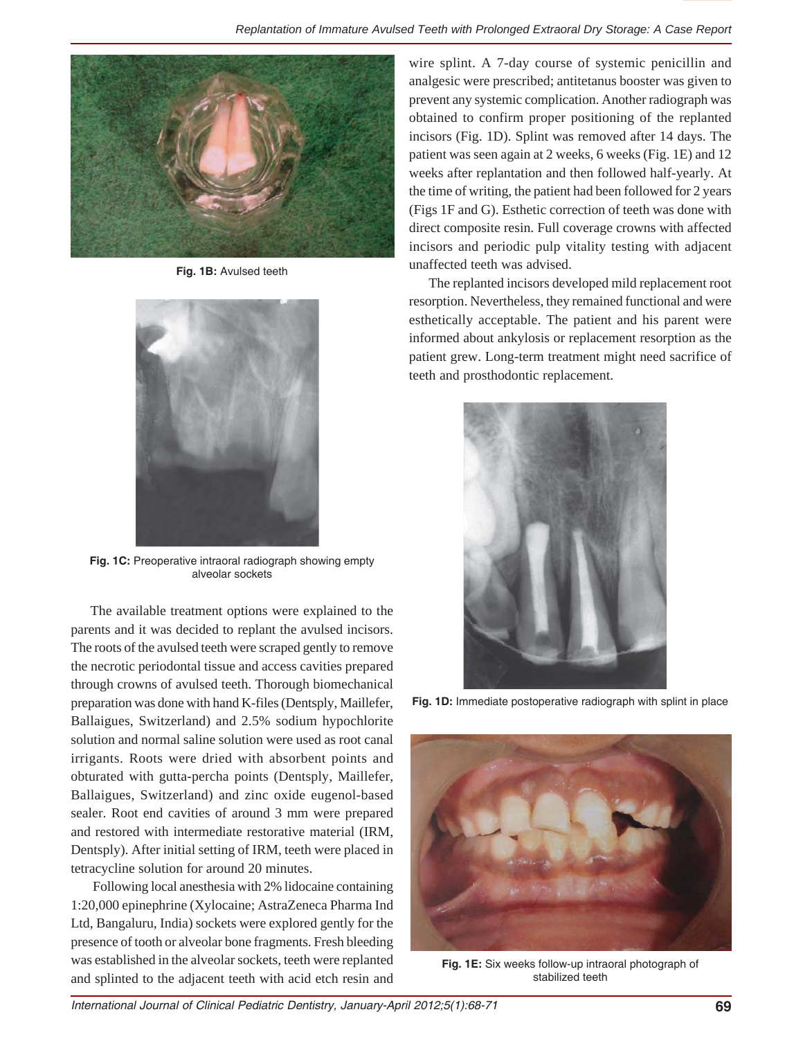Fig. 1B: Avulsed teeth

Fig. 1C: Preoperative intraoral radiograph showing empty alveolar sockets

The available treatment options were explained to the parents and it was decided to replant the avulsed incisors. The roots of the avulsed teeth were scraped gently to remove the necrotic periodontal tissue and access cavities prepared through crowns of avulsed teeth. Thorough biomechanical preparation was done with hand K-files (Dentsply, Maillefer, Ballaigues, Switzerland) and 2.5% sodium hypochlorite solution and normal saline solution were used as root canal irrigants. Roots were dried with absorbent points and obturated with gutta-percha points (Dentsply, Maillefer, Ballaigues, Switzerland) and zinc oxide eugenol-based sealer. Root end cavities of around 3 mm were prepared and restored with intermediate restorative material (IRM, Dentsply). After initial setting of IRM, teeth were placed in tetracycline solution for around 20 minutes.

Following local anesthesia with 2% lidocaine containing 1:20,000 epinephrine (Xylocaine; AstraZeneca Pharma Ind Ltd, Bangaluru, India) sockets were explored gently for the presence of tooth or alveolar bone fragments. Fresh bleeding was established in the alveolar sockets, teeth were replanted and splinted to the adjacent teeth with acid etch resin and wire splint. A 7-day course of systemic penicillin and analgesic were prescribed; antitetanus booster was given to prevent any systemic complication. Another radiograph was obtained to confirm proper positioning of the replanted incisors (Fig. 1D). Splint was removed after 14 days. The patient was seen again at 2 weeks, 6 weeks (Fig. 1E) and 12 weeks after replantation and then followed half-yearly. At the time of writing, the patient had been followed for 2 years (Figs 1F and G). Esthetic correction of teeth was done with direct composite resin. Full coverage crowns with affected incisors and periodic pulp vitality testing with adjacent unaffected teeth was advised.

The replanted incisors developed mild replacement root resorption. Nevertheless, they remained functional and were esthetically acceptable. The patient and his parent were informed about ankylosis or replacement resorption as the patient grew. Long-term treatment might need sacrifice of teeth and prosthodontic replacement.

Fig. 1D: Immediate postoperative radiograph with splint in place

Fig. 1E: Six weeks follow-up intraoral photograph of stabilized teeth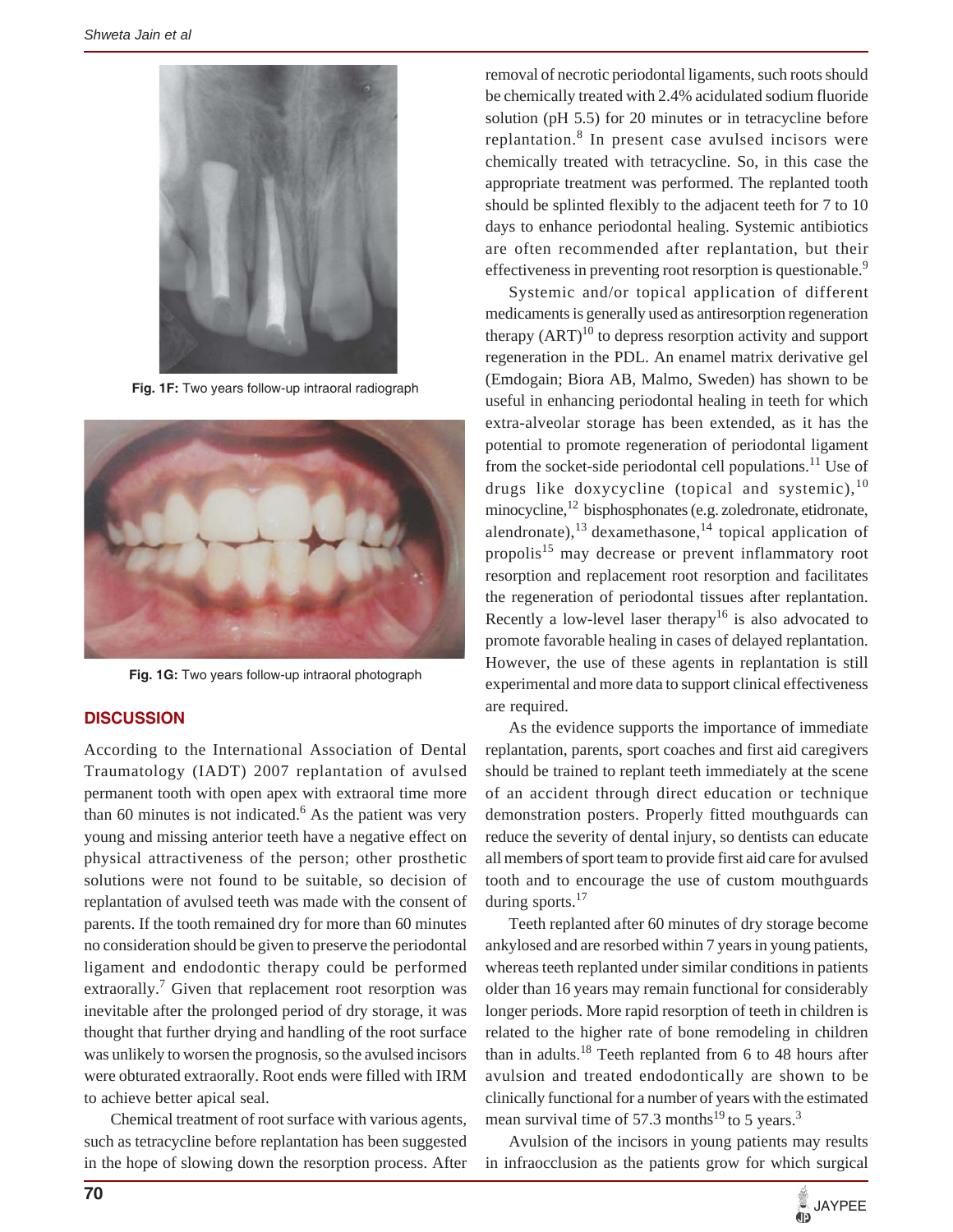Fig. 1F: Two years follow-up intraoral radiograph

Fig. 1G: Two years follow-up intraoral photograph

## DISCUSSION

According to the International Association of Dental Traumatology (IADT) 2007 replantation of avulsed permanent tooth with open apex with extraoral time more than 60 minutes is not indicated.[6] As the patient was very young and missing anterior teeth have a negative effect on physical attractiveness of the person; other prosthetic solutions were not found to be suitable, so decision of replantation of avulsed teeth was made with the consent of parents. If the tooth remained dry for more than 60 minutes no consideration should be given to preserve the periodontal ligament and endodontic therapy could be performed extraorally.[7] Given that replacement root resorption was inevitable after the prolonged period of dry storage, it was thought that further drying and handling of the root surface was unlikely to worsen the prognosis, so the avulsed incisors were obturated extraorally. Root ends were filled with IRM to achieve better apical seal.

Chemical treatment of root surface with various agents, such as tetracycline before replantation has been suggested in the hope of slowing down the resorption process. After removal of necrotic periodontal ligaments, such roots should be chemically treated with 2.4% acidulated sodium fluoride solution (pH 5.5) for 20 minutes or in tetracycline before replantation.[8] In present case avulsed incisors were chemically treated with tetracycline. So, in this case the appropriate treatment was performed. The replanted tooth should be splinted flexibly to the adjacent teeth for 7 to 10 days to enhance periodontal healing. Systemic antibiotics are often recommended after replantation, but their effectiveness in preventing root resorption is questionable.[9]

Systemic and/or topical application of different medicaments is generally used as antiresorption regeneration therapy (ART)[10] to depress resorption activity and support regeneration in the PDL. An enamel matrix derivative gel (Emdogain; Biora AB, Malmo, Sweden) has shown to be useful in enhancing periodontal healing in teeth for which extra-alveolar storage has been extended, as it has the potential to promote regeneration of periodontal ligament from the socket-side periodontal cell populations.[11] Use of drugs like doxycycline (topical and systemic),[10] minocycline,[12] bisphosphonates (e.g. zoledronate, etidronate, alendronate),[13] dexamethasone,[14] topical application of propolis[15] may decrease or prevent inflammatory root resorption and replacement root resorption and facilitates the regeneration of periodontal tissues after replantation. Recently a low-level laser therapy[16] is also advocated to promote favorable healing in cases of delayed replantation. However, the use of these agents in replantation is still experimental and more data to support clinical effectiveness are required.

As the evidence supports the importance of immediate replantation, parents, sport coaches and first aid caregivers should be trained to replant teeth immediately at the scene of an accident through direct education or technique demonstration posters. Properly fitted mouthguards can reduce the severity of dental injury, so dentists can educate all members of sport team to provide first aid care for avulsed tooth and to encourage the use of custom mouthguards during sports.[17]

Teeth replanted after 60 minutes of dry storage become ankylosed and are resorbed within 7 years in young patients, whereas teeth replanted under similar conditions in patients older than 16 years may remain functional for considerably longer periods. More rapid resorption of teeth in children is related to the higher rate of bone remodeling in children than in adults.[18] Teeth replanted from 6 to 48 hours after avulsion and treated endodontically are shown to be clinically functional for a number of years with the estimated mean survival time of 57.3 months[19] to 5 years.[3]

Avulsion of the incisors in young patients may results in infraocclusion as the patients grow for which surgical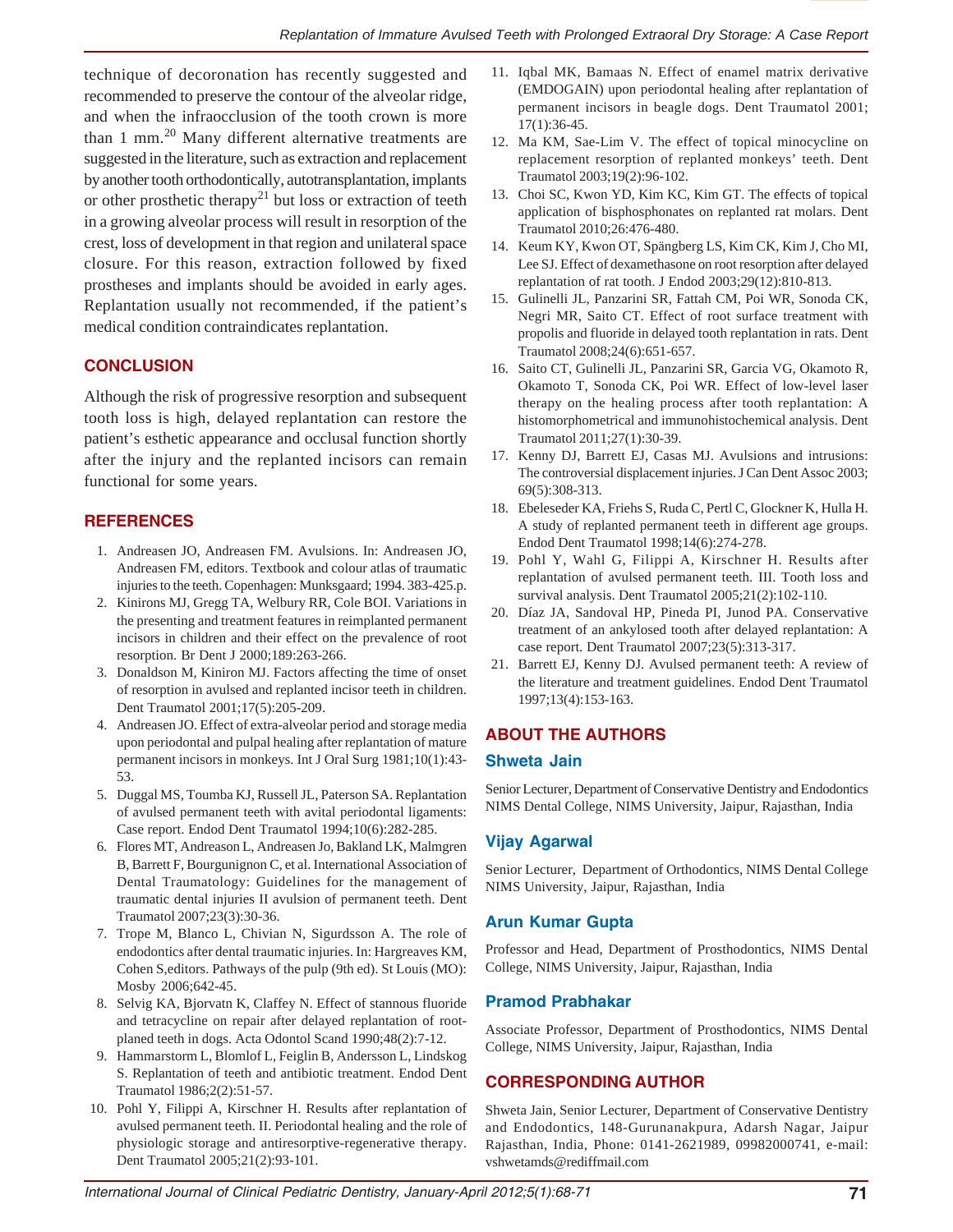technique of decoronation has recently suggested and recommended to preserve the contour of the alveolar ridge, and when the infraocclusion of the tooth crown is more than 1 mm.[20] Many different alternative treatments are suggested in the literature, such as extraction and replacement by another tooth orthodontically, autotransplantation, implants or other prosthetic therapy[21] but loss or extraction of teeth in a growing alveolar process will result in resorption of the crest, loss of development in that region and unilateral space closure. For this reason, extraction followed by fixed prostheses and implants should be avoided in early ages. Replantation usually not recommended, if the patient's medical condition contraindicates replantation.

## CONCLUSION

Although the risk of progressive resorption and subsequent tooth loss is high, delayed replantation can restore the patient's esthetic appearance and occlusal function shortly after the injury and the replanted incisors can remain functional for some years.

## REFERENCES

1. Andreasen JO, Andreasen FM. Avulsions. In: Andreasen JO, Andreasen FM, editors. Textbook and colour atlas of traumatic injuries to the teeth. Copenhagen: Munksgaard; 1994. 383-425.p.
2. Kinirons MJ, Gregg TA, Welbury RR, Cole BOI. Variations in the presenting and treatment features in reimplanted permanent incisors in children and their effect on the prevalence of root resorption. Br Dent J 2000;189:263-266.
3. Donaldson M, Kiniron MJ. Factors affecting the time of onset of resorption in avulsed and replanted incisor teeth in children. Dent Traumatol 2001;17(5):205-209.
4. Andreasen JO. Effect of extra-alveolar period and storage media upon periodontal and pulpal healing after replantation of mature permanent incisors in monkeys. Int J Oral Surg 1981;10(1):43-53.
5. Duggal MS, Toumba KJ, Russell JL, Paterson SA. Replantation of avulsed permanent teeth with avital periodontal ligaments: Case report. Endod Dent Traumatol 1994;10(6):282-285.
6. Flores MT, Andreason L, Andreasen Jo, Bakland LK, Malmgren B, Barrett F, Bourgunignon C, et al. International Association of Dental Traumatology: Guidelines for the management of traumatic dental injuries II avulsion of permanent teeth. Dent Traumatol 2007;23(3):30-36.
7. Trope M, Blanco L, Chivian N, Sigurdsson A. The role of endodontics after dental traumatic injuries. In: Hargreaves KM, Cohen S,editors. Pathways of the pulp (9th ed). St Louis (MO): Mosby 2006;642-45.
8. Selvig KA, Bjorvatn K, Claffey N. Effect of stannous fluoride and tetracycline on repair after delayed replantation of root-planed teeth in dogs. Acta Odontol Scand 1990;48(2):7-12.
9. Hammarstorm L, Blomlof L, Feiglin B, Andersson L, Lindskog S. Replantation of teeth and antibiotic treatment. Endod Dent Traumatol 1986;2(2):51-57.
10. Pohl Y, Filippi A, Kirschner H. Results after replantation of avulsed permanent teeth. II. Periodontal healing and the role of physiologic storage and antiresorptive-regenerative therapy. Dent Traumatol 2005;21(2):93-101.
11. Iqbal MK, Bamaas N. Effect of enamel matrix derivative (EMDOGAIN) upon periodontal healing after replantation of permanent incisors in beagle dogs. Dent Traumatol 2001; 17(1):36-45.
12. Ma KM, Sae-Lim V. The effect of topical minocycline on replacement resorption of replanted monkeys' teeth. Dent Traumatol 2003;19(2):96-102.
13. Choi SC, Kwon YD, Kim KC, Kim GT. The effects of topical application of bisphosphonates on replanted rat molars. Dent Traumatol 2010;26:476-480.
14. Keum KY, Kwon OT, Spängberg LS, Kim CK, Kim J, Cho MI, Lee SJ. Effect of dexamethasone on root resorption after delayed replantation of rat tooth. J Endod 2003;29(12):810-813.
15. Gulinelli JL, Panzarini SR, Fattah CM, Poi WR, Sonoda CK, Negri MR, Saito CT. Effect of root surface treatment with propolis and fluoride in delayed tooth replantation in rats. Dent Traumatol 2008;24(6):651-657.
16. Saito CT, Gulinelli JL, Panzarini SR, Garcia VG, Okamoto R, Okamoto T, Sonoda CK, Poi WR. Effect of low-level laser therapy on the healing process after tooth replantation: A histomorphometrical and immunohistochemical analysis. Dent Traumatol 2011;27(1):30-39.
17. Kenny DJ, Barrett EJ, Casas MJ. Avulsions and intrusions: The controversial displacement injuries. J Can Dent Assoc 2003; 69(5):308-313.
18. Ebeleseder KA, Friehs S, Ruda C, Pertl C, Glockner K, Hulla H. A study of replanted permanent teeth in different age groups. Endod Dent Traumatol 1998;14(6):274-278.
19. Pohl Y, Wahl G, Filippi A, Kirschner H. Results after replantation of avulsed permanent teeth. III. Tooth loss and survival analysis. Dent Traumatol 2005;21(2):102-110.
20. Díaz JA, Sandoval HP, Pineda PI, Junod PA. Conservative treatment of an ankylosed tooth after delayed replantation: A case report. Dent Traumatol 2007;23(5):313-317.
21. Barrett EJ, Kenny DJ. Avulsed permanent teeth: A review of the literature and treatment guidelines. Endod Dent Traumatol 1997;13(4):153-163.

## ABOUT THE AUTHORS

### Shweta Jain

Senior Lecturer, Department of Conservative Dentistry and Endodontics NIMS Dental College, NIMS University, Jaipur, Rajasthan, India

### Vijay Agarwal

Senior Lecturer, Department of Orthodontics, NIMS Dental College NIMS University, Jaipur, Rajasthan, India

### Arun Kumar Gupta

Professor and Head, Department of Prosthodontics, NIMS Dental College, NIMS University, Jaipur, Rajasthan, India

### Pramod Prabhakar

Associate Professor, Department of Prosthodontics, NIMS Dental College, NIMS University, Jaipur, Rajasthan, India

## CORRESPONDING AUTHOR

Shweta Jain, Senior Lecturer, Department of Conservative Dentistry and Endodontics, 148-Gurunanakpura, Adarsh Nagar, Jaipur Rajasthan, India, Phone: 0141-2621989, 09982000741, e-mail: vshwetamds@rediffmail.com